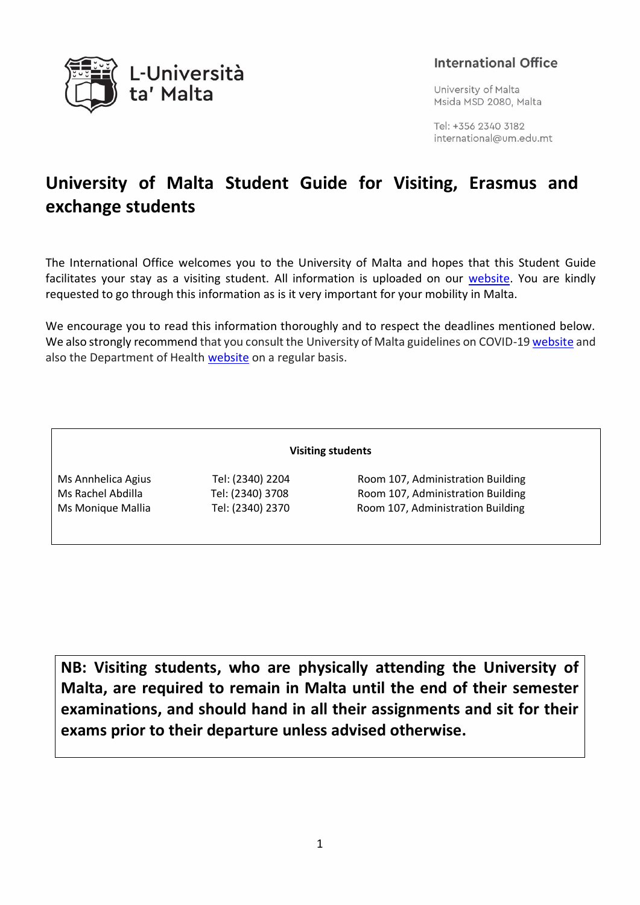L-Università ta' Malta

**International Office**

University of Malta
Msida MSD 2080, Malta

Tel: +356 2340 3182
international@um.edu.mt

# University of Malta Student Guide for Visiting, Erasmus and exchange students

The International Office welcomes you to the University of Malta and hopes that this Student Guide facilitates your stay as a visiting student. All information is uploaded on our website. You are kindly requested to go through this information as is it very important for your mobility in Malta.

We encourage you to read this information thoroughly and to respect the deadlines mentioned below. We also strongly recommend that you consult the University of Malta guidelines on COVID-19 website and also the Department of Health website on a regular basis.

| **Visiting students** | | |
|---|---|---|
| Ms Annhelica Agius | Tel: (2340) 2204 | Room 107, Administration Building |
| Ms Rachel Abdilla | Tel: (2340) 3708 | Room 107, Administration Building |
| Ms Monique Mallia | Tel: (2340) 2370 | Room 107, Administration Building |

**NB: Visiting students, who are physically attending the University of Malta, are required to remain in Malta until the end of their semester examinations, and should hand in all their assignments and sit for their exams prior to their departure unless advised otherwise.**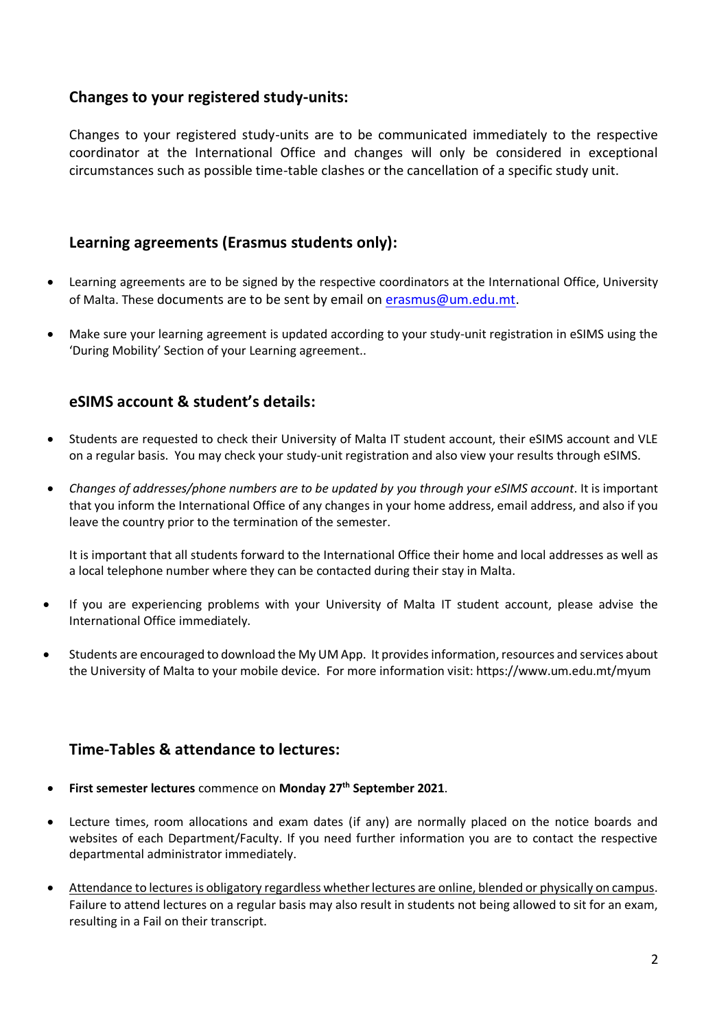## Changes to your registered study-units:

Changes to your registered study-units are to be communicated immediately to the respective coordinator at the International Office and changes will only be considered in exceptional circumstances such as possible time-table clashes or the cancellation of a specific study unit.

## Learning agreements (Erasmus students only):

- Learning agreements are to be signed by the respective coordinators at the International Office, University of Malta. These documents are to be sent by email on erasmus@um.edu.mt.
- Make sure your learning agreement is updated according to your study-unit registration in eSIMS using the 'During Mobility' Section of your Learning agreement..

## eSIMS account & student's details:

- Students are requested to check their University of Malta IT student account, their eSIMS account and VLE on a regular basis. You may check your study-unit registration and also view your results through eSIMS.
- *Changes of addresses/phone numbers are to be updated by you through your eSIMS account*. It is important that you inform the International Office of any changes in your home address, email address, and also if you leave the country prior to the termination of the semester.

  It is important that all students forward to the International Office their home and local addresses as well as a local telephone number where they can be contacted during their stay in Malta.

- If you are experiencing problems with your University of Malta IT student account, please advise the International Office immediately.
- Students are encouraged to download the My UM App. It provides information, resources and services about the University of Malta to your mobile device. For more information visit: https://www.um.edu.mt/myum

## Time-Tables & attendance to lectures:

- **First semester lectures** commence on **Monday 27th September 2021**.
- Lecture times, room allocations and exam dates (if any) are normally placed on the notice boards and websites of each Department/Faculty. If you need further information you are to contact the respective departmental administrator immediately.
- Attendance to lectures is obligatory regardless whether lectures are online, blended or physically on campus. Failure to attend lectures on a regular basis may also result in students not being allowed to sit for an exam, resulting in a Fail on their transcript.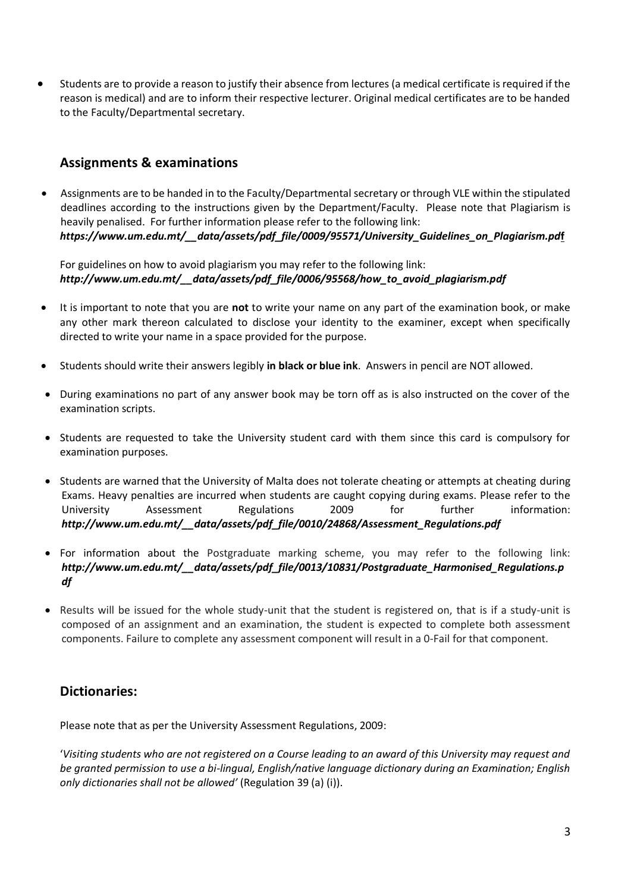- Students are to provide a reason to justify their absence from lectures (a medical certificate is required if the reason is medical) and are to inform their respective lecturer. Original medical certificates are to be handed to the Faculty/Departmental secretary.

## Assignments & examinations

- Assignments are to be handed in to the Faculty/Departmental secretary or through VLE within the stipulated deadlines according to the instructions given by the Department/Faculty. Please note that Plagiarism is heavily penalised. For further information please refer to the following link:
  ***https://www.um.edu.mt/__data/assets/pdf_file/0009/95571/University_Guidelines_on_Plagiarism.pdf***

  For guidelines on how to avoid plagiarism you may refer to the following link:
  ***http://www.um.edu.mt/__data/assets/pdf_file/0006/95568/how_to_avoid_plagiarism.pdf***

- It is important to note that you are **not** to write your name on any part of the examination book, or make any other mark thereon calculated to disclose your identity to the examiner, except when specifically directed to write your name in a space provided for the purpose.

- Students should write their answers legibly **in black or blue ink**. Answers in pencil are NOT allowed.

- During examinations no part of any answer book may be torn off as is also instructed on the cover of the examination scripts.

- Students are requested to take the University student card with them since this card is compulsory for examination purposes.

- Students are warned that the University of Malta does not tolerate cheating or attempts at cheating during Exams. Heavy penalties are incurred when students are caught copying during exams. Please refer to the University Assessment Regulations 2009 for further information: ***http://www.um.edu.mt/__data/assets/pdf_file/0010/24868/Assessment_Regulations.pdf***

- For information about the Postgraduate marking scheme, you may refer to the following link: ***http://www.um.edu.mt/__data/assets/pdf_file/0013/10831/Postgraduate_Harmonised_Regulations.pdf***

- Results will be issued for the whole study-unit that the student is registered on, that is if a study-unit is composed of an assignment and an examination, the student is expected to complete both assessment components. Failure to complete any assessment component will result in a 0-Fail for that component.

## Dictionaries:

Please note that as per the University Assessment Regulations, 2009:

'*Visiting students who are not registered on a Course leading to an award of this University may request and be granted permission to use a bi-lingual, English/native language dictionary during an Examination; English only dictionaries shall not be allowed'* (Regulation 39 (a) (i)).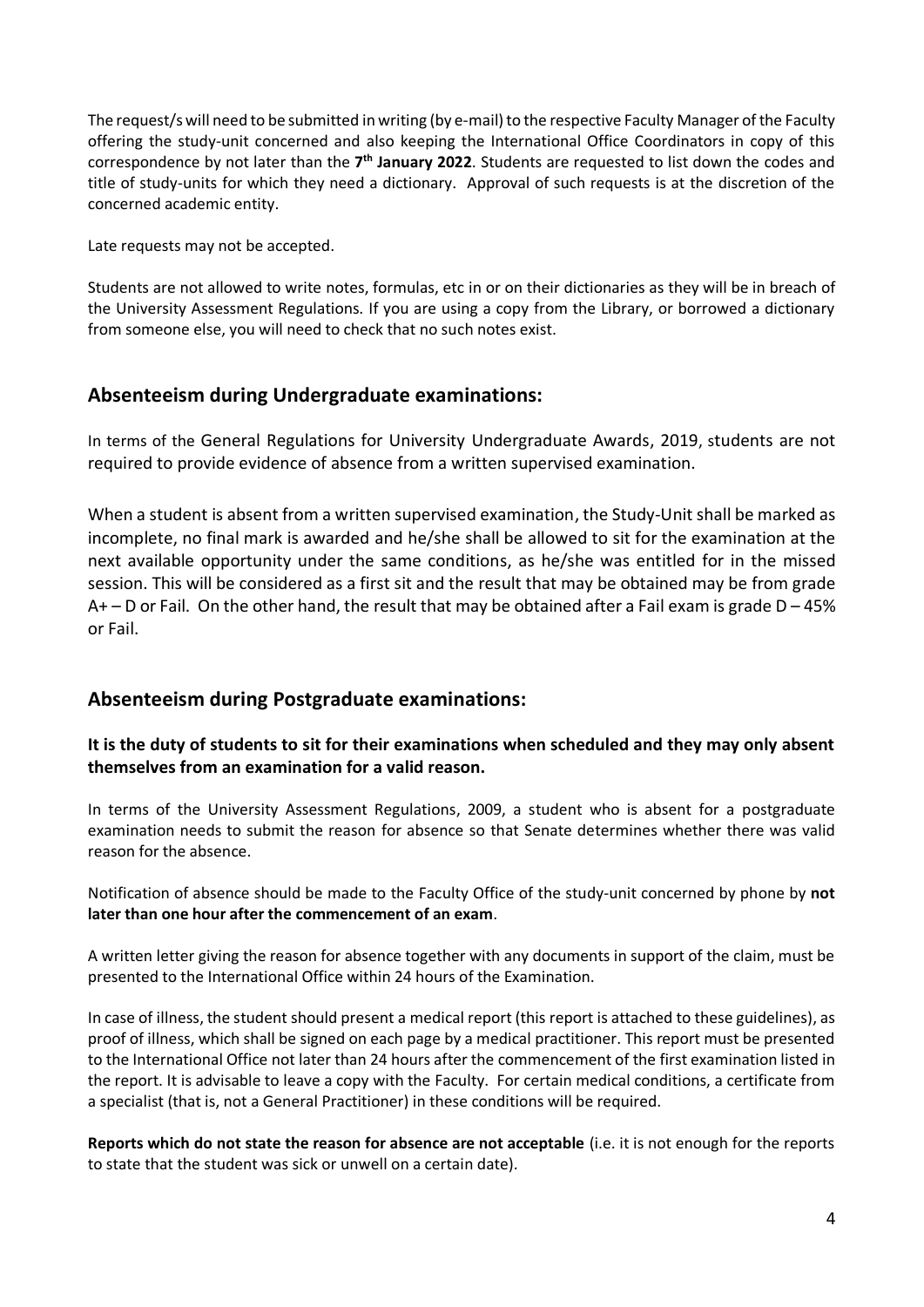The request/s will need to be submitted in writing (by e-mail) to the respective Faculty Manager of the Faculty offering the study-unit concerned and also keeping the International Office Coordinators in copy of this correspondence by not later than the **7th January 2022**. Students are requested to list down the codes and title of study-units for which they need a dictionary. Approval of such requests is at the discretion of the concerned academic entity.

Late requests may not be accepted.

Students are not allowed to write notes, formulas, etc in or on their dictionaries as they will be in breach of the University Assessment Regulations. If you are using a copy from the Library, or borrowed a dictionary from someone else, you will need to check that no such notes exist.

## Absenteeism during Undergraduate examinations:

In terms of the General Regulations for University Undergraduate Awards, 2019, students are not required to provide evidence of absence from a written supervised examination.

When a student is absent from a written supervised examination, the Study-Unit shall be marked as incomplete, no final mark is awarded and he/she shall be allowed to sit for the examination at the next available opportunity under the same conditions, as he/she was entitled for in the missed session. This will be considered as a first sit and the result that may be obtained may be from grade A+ – D or Fail. On the other hand, the result that may be obtained after a Fail exam is grade D – 45% or Fail.

## Absenteeism during Postgraduate examinations:

**It is the duty of students to sit for their examinations when scheduled and they may only absent themselves from an examination for a valid reason.**

In terms of the University Assessment Regulations, 2009, a student who is absent for a postgraduate examination needs to submit the reason for absence so that Senate determines whether there was valid reason for the absence.

Notification of absence should be made to the Faculty Office of the study-unit concerned by phone by **not later than one hour after the commencement of an exam**.

A written letter giving the reason for absence together with any documents in support of the claim, must be presented to the International Office within 24 hours of the Examination.

In case of illness, the student should present a medical report (this report is attached to these guidelines), as proof of illness, which shall be signed on each page by a medical practitioner. This report must be presented to the International Office not later than 24 hours after the commencement of the first examination listed in the report. It is advisable to leave a copy with the Faculty. For certain medical conditions, a certificate from a specialist (that is, not a General Practitioner) in these conditions will be required.

**Reports which do not state the reason for absence are not acceptable** (i.e. it is not enough for the reports to state that the student was sick or unwell on a certain date).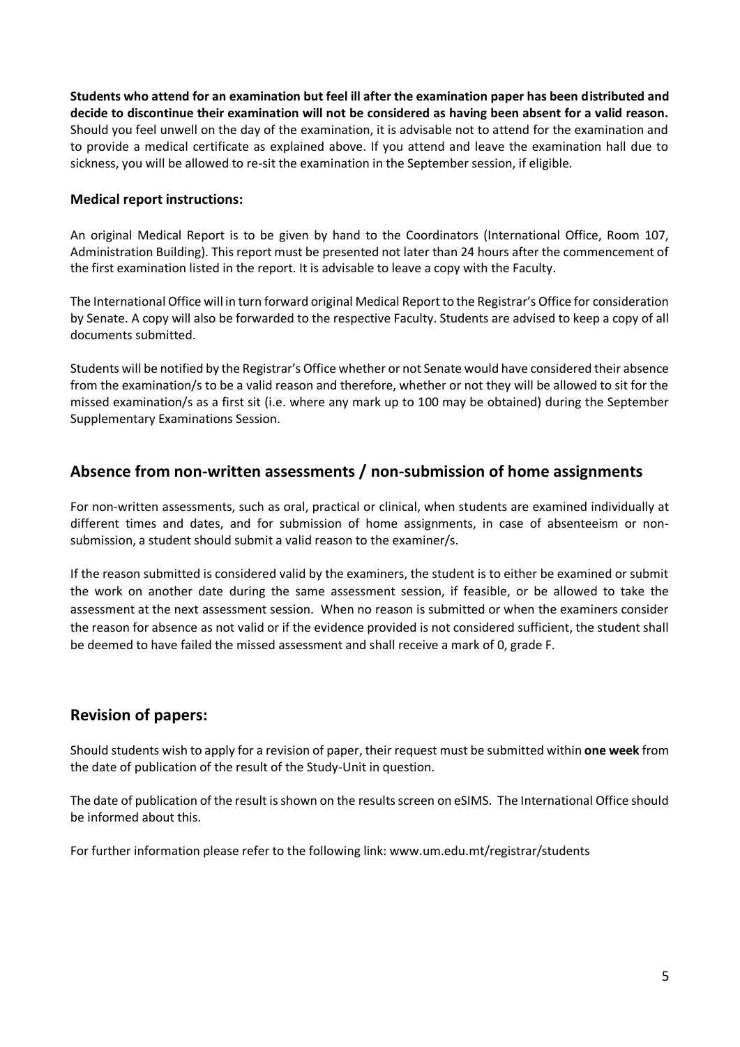**Students who attend for an examination but feel ill after the examination paper has been distributed and decide to discontinue their examination will not be considered as having been absent for a valid reason.** Should you feel unwell on the day of the examination, it is advisable not to attend for the examination and to provide a medical certificate as explained above. If you attend and leave the examination hall due to sickness, you will be allowed to re-sit the examination in the September session, if eligible.

### Medical report instructions:

An original Medical Report is to be given by hand to the Coordinators (International Office, Room 107, Administration Building). This report must be presented not later than 24 hours after the commencement of the first examination listed in the report. It is advisable to leave a copy with the Faculty.

The International Office will in turn forward original Medical Report to the Registrar's Office for consideration by Senate. A copy will also be forwarded to the respective Faculty. Students are advised to keep a copy of all documents submitted.

Students will be notified by the Registrar's Office whether or not Senate would have considered their absence from the examination/s to be a valid reason and therefore, whether or not they will be allowed to sit for the missed examination/s as a first sit (i.e. where any mark up to 100 may be obtained) during the September Supplementary Examinations Session.

## Absence from non-written assessments / non-submission of home assignments

For non-written assessments, such as oral, practical or clinical, when students are examined individually at different times and dates, and for submission of home assignments, in case of absenteeism or non-submission, a student should submit a valid reason to the examiner/s.

If the reason submitted is considered valid by the examiners, the student is to either be examined or submit the work on another date during the same assessment session, if feasible, or be allowed to take the assessment at the next assessment session. When no reason is submitted or when the examiners consider the reason for absence as not valid or if the evidence provided is not considered sufficient, the student shall be deemed to have failed the missed assessment and shall receive a mark of 0, grade F.

## Revision of papers:

Should students wish to apply for a revision of paper, their request must be submitted within **one week** from the date of publication of the result of the Study-Unit in question.

The date of publication of the result is shown on the results screen on eSIMS. The International Office should be informed about this.

For further information please refer to the following link: www.um.edu.mt/registrar/students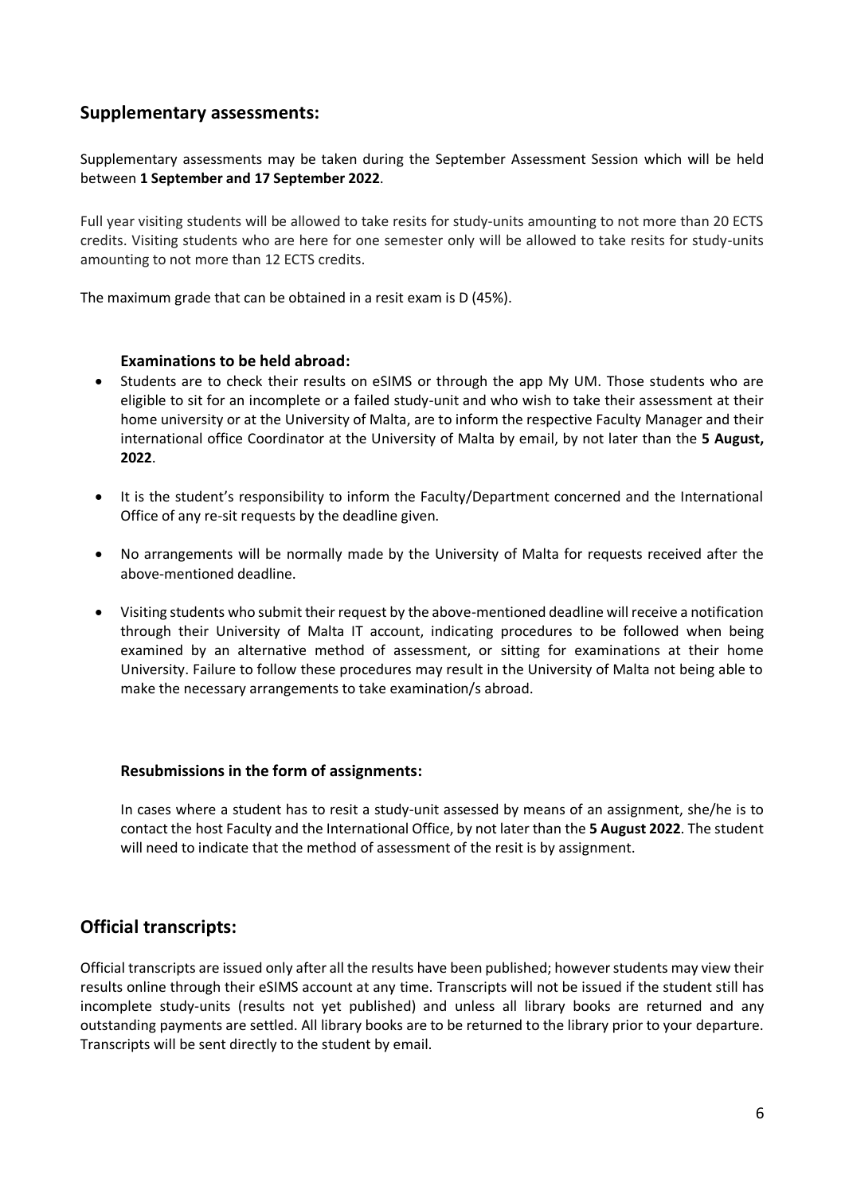## Supplementary assessments:

Supplementary assessments may be taken during the September Assessment Session which will be held between **1 September and 17 September 2022**.

Full year visiting students will be allowed to take resits for study-units amounting to not more than 20 ECTS credits. Visiting students who are here for one semester only will be allowed to take resits for study-units amounting to not more than 12 ECTS credits.

The maximum grade that can be obtained in a resit exam is D (45%).

### Examinations to be held abroad:

- Students are to check their results on eSIMS or through the app My UM. Those students who are eligible to sit for an incomplete or a failed study-unit and who wish to take their assessment at their home university or at the University of Malta, are to inform the respective Faculty Manager and their international office Coordinator at the University of Malta by email, by not later than the **5 August, 2022**.
- It is the student's responsibility to inform the Faculty/Department concerned and the International Office of any re-sit requests by the deadline given.
- No arrangements will be normally made by the University of Malta for requests received after the above-mentioned deadline.
- Visiting students who submit their request by the above-mentioned deadline will receive a notification through their University of Malta IT account, indicating procedures to be followed when being examined by an alternative method of assessment, or sitting for examinations at their home University. Failure to follow these procedures may result in the University of Malta not being able to make the necessary arrangements to take examination/s abroad.

### Resubmissions in the form of assignments:

In cases where a student has to resit a study-unit assessed by means of an assignment, she/he is to contact the host Faculty and the International Office, by not later than the **5 August 2022**. The student will need to indicate that the method of assessment of the resit is by assignment.

## Official transcripts:

Official transcripts are issued only after all the results have been published; however students may view their results online through their eSIMS account at any time. Transcripts will not be issued if the student still has incomplete study-units (results not yet published) and unless all library books are returned and any outstanding payments are settled. All library books are to be returned to the library prior to your departure. Transcripts will be sent directly to the student by email.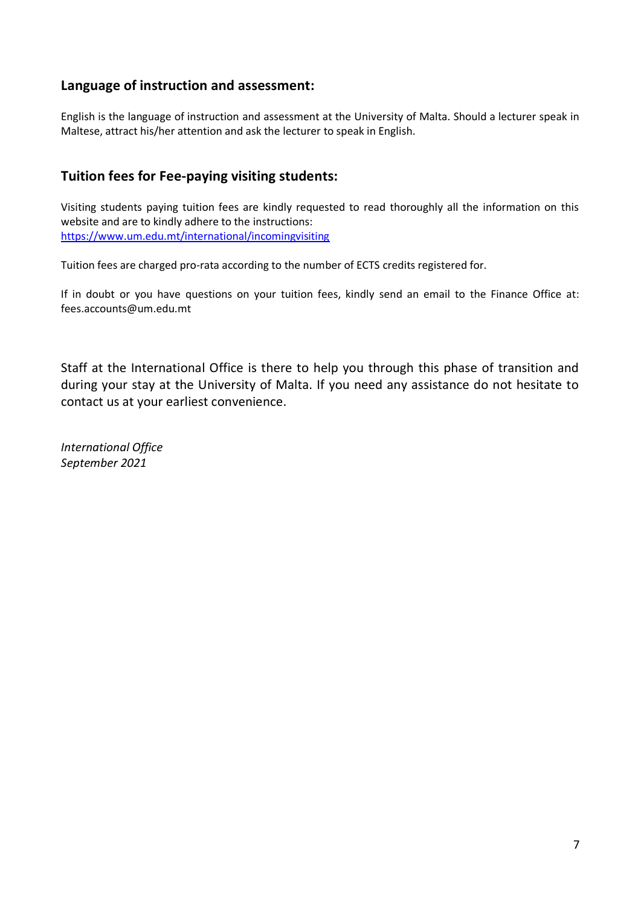## Language of instruction and assessment:

English is the language of instruction and assessment at the University of Malta. Should a lecturer speak in Maltese, attract his/her attention and ask the lecturer to speak in English.

## Tuition fees for Fee-paying visiting students:

Visiting students paying tuition fees are kindly requested to read thoroughly all the information on this website and are to kindly adhere to the instructions:
https://www.um.edu.mt/international/incomingvisiting

Tuition fees are charged pro-rata according to the number of ECTS credits registered for.

If in doubt or you have questions on your tuition fees, kindly send an email to the Finance Office at: fees.accounts@um.edu.mt

Staff at the International Office is there to help you through this phase of transition and during your stay at the University of Malta. If you need any assistance do not hesitate to contact us at your earliest convenience.

*International Office*
*September 2021*